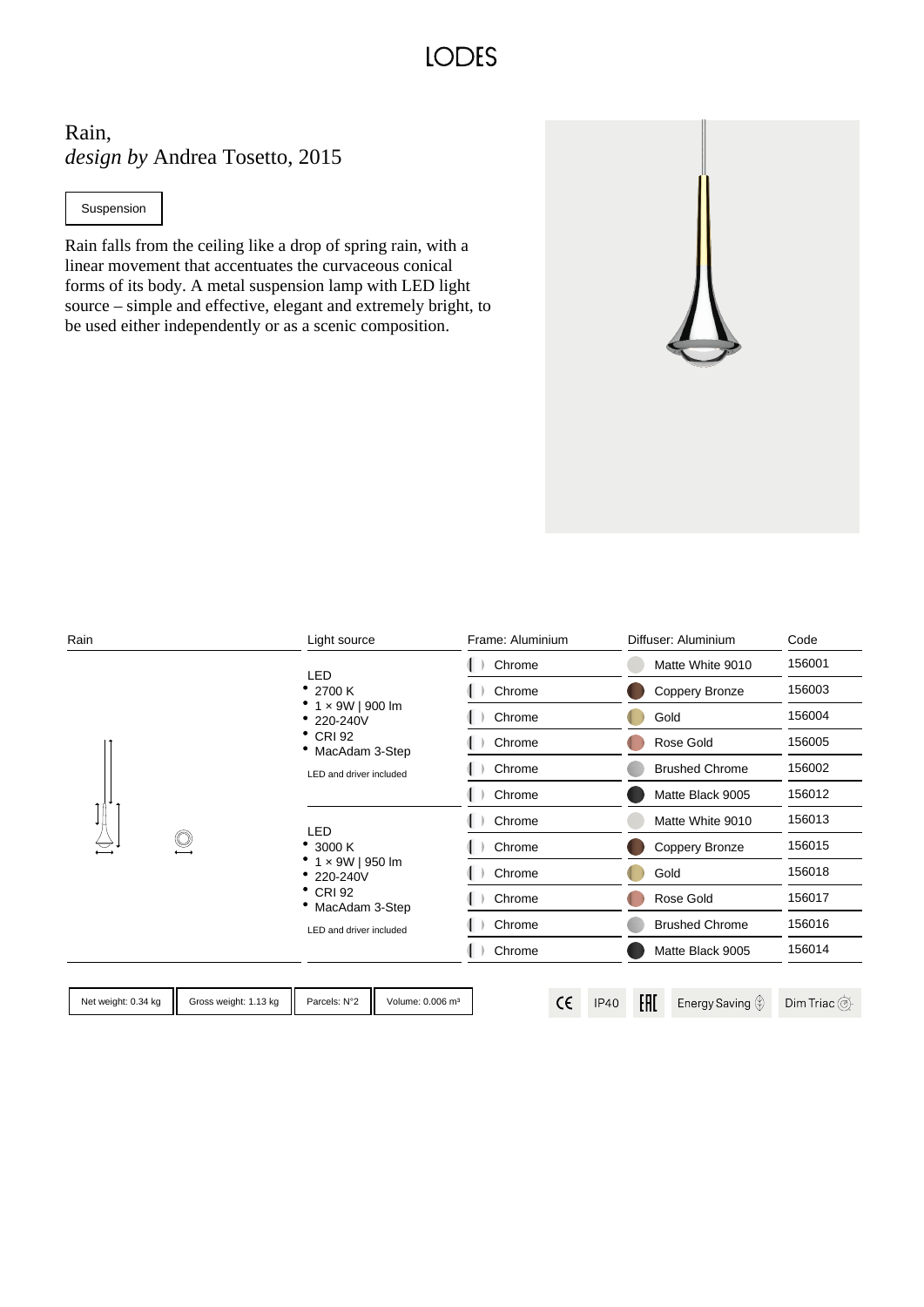LODES

# Rain,
*design by* Andrea Tosetto, 2015

Suspension

Rain falls from the ceiling like a drop of spring rain, with a linear movement that accentuates the curvaceous conical forms of its body. A metal suspension lamp with LED light source – simple and effective, elegant and extremely bright, to be used either independently or as a scenic composition.

| Rain | Light source | Frame: Aluminium | Diffuser: Aluminium | Code |
|---|---|---|---|---|
| | LED<br>• 2700 K<br>• 1 × 9W \| 900 lm<br>• 220-240V<br>• CRI 92<br>• MacAdam 3-Step<br>LED and driver included | Chrome | Matte White 9010 | 156001 |
| | | Chrome | Coppery Bronze | 156003 |
| | | Chrome | Gold | 156004 |
| | | Chrome | Rose Gold | 156005 |
| | | Chrome | Brushed Chrome | 156002 |
| | | Chrome | Matte Black 9005 | 156012 |
| | LED<br>• 3000 K<br>• 1 × 9W \| 950 lm<br>• 220-240V<br>• CRI 92<br>• MacAdam 3-Step<br>LED and driver included | Chrome | Matte White 9010 | 156013 |
| | | Chrome | Coppery Bronze | 156015 |
| | | Chrome | Gold | 156018 |
| | | Chrome | Rose Gold | 156017 |
| | | Chrome | Brushed Chrome | 156016 |
| | | Chrome | Matte Black 9005 | 156014 |

Net weight: 0.34 kg | Gross weight: 1.13 kg | Parcels: N°2 | Volume: 0.006 m³

CE | IP40 | EAC | Energy Saving | Dim Triac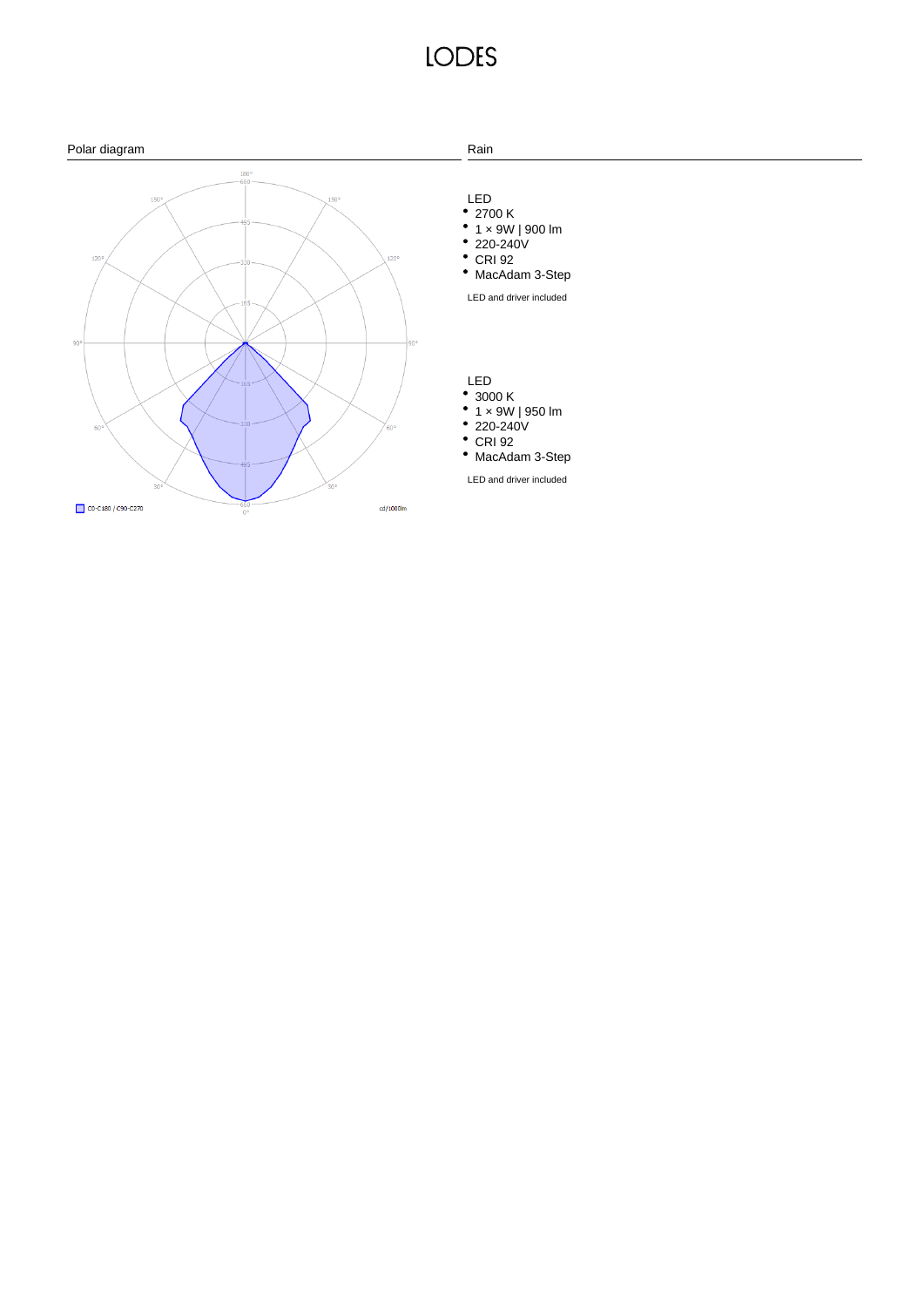LODES

## Polar diagram

180°
660
150°
150°
495
120°
120°
330
165
90°
90°
165
330
60°
60°
495
30°
30°
660
0°

C0-C180 / C90-C270

cd/1000lm

## Rain

LED

- 2700 K
- 1 × 9W | 900 lm
- 220-240V
- CRI 92
- MacAdam 3-Step

LED and driver included

LED

- 3000 K
- 1 × 9W | 950 lm
- 220-240V
- CRI 92
- MacAdam 3-Step

LED and driver included